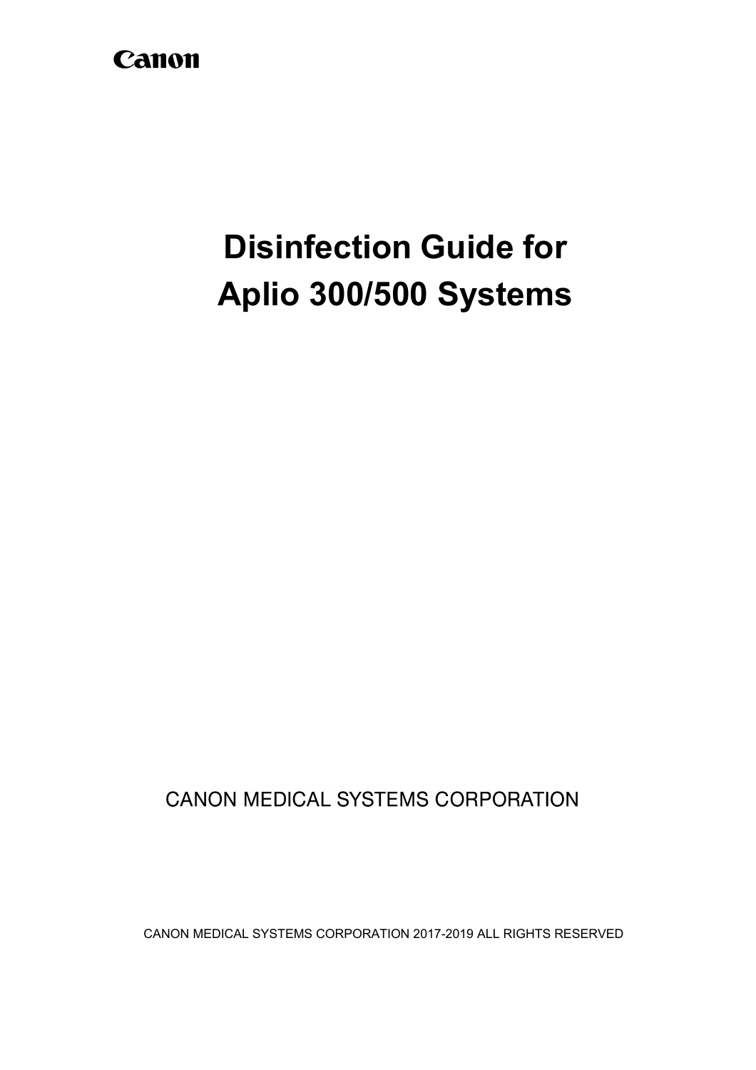Canon

# Disinfection Guide for Aplio 300/500 Systems

CANON MEDICAL SYSTEMS CORPORATION

CANON MEDICAL SYSTEMS CORPORATION 2017-2019 ALL RIGHTS RESERVED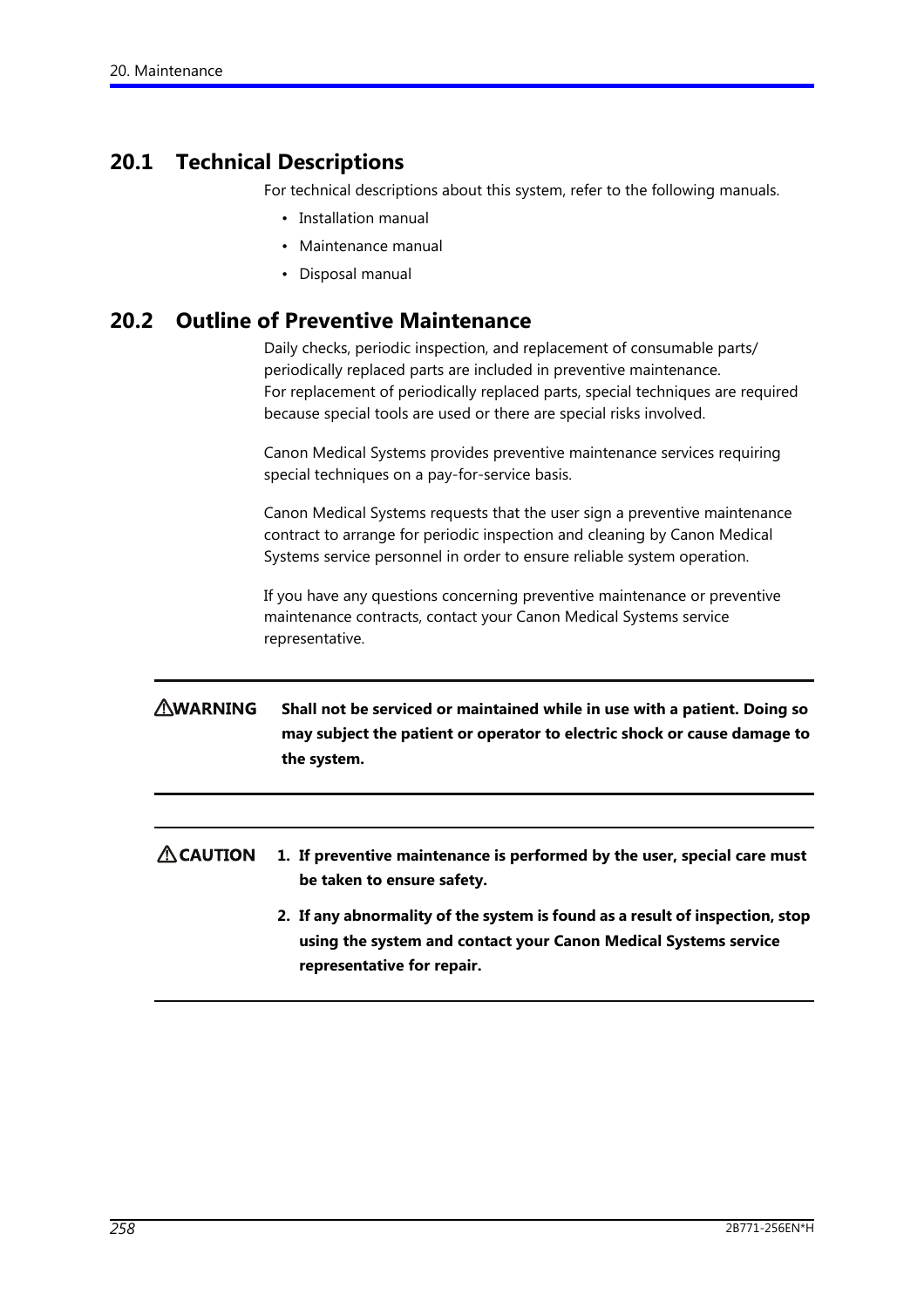## 20.1 Technical Descriptions

For technical descriptions about this system, refer to the following manuals.

- Installation manual
- Maintenance manual
- Disposal manual

## 20.2 Outline of Preventive Maintenance

Daily checks, periodic inspection, and replacement of consumable parts/ periodically replaced parts are included in preventive maintenance.
For replacement of periodically replaced parts, special techniques are required because special tools are used or there are special risks involved.

Canon Medical Systems provides preventive maintenance services requiring special techniques on a pay-for-service basis.

Canon Medical Systems requests that the user sign a preventive maintenance contract to arrange for periodic inspection and cleaning by Canon Medical Systems service personnel in order to ensure reliable system operation.

If you have any questions concerning preventive maintenance or preventive maintenance contracts, contact your Canon Medical Systems service representative.

---

⚠**WARNING** **Shall not be serviced or maintained while in use with a patient. Doing so may subject the patient or operator to electric shock or cause damage to the system.**

---

⚠**CAUTION**

1. **If preventive maintenance is performed by the user, special care must be taken to ensure safety.**
2. **If any abnormality of the system is found as a result of inspection, stop using the system and contact your Canon Medical Systems service representative for repair.**

---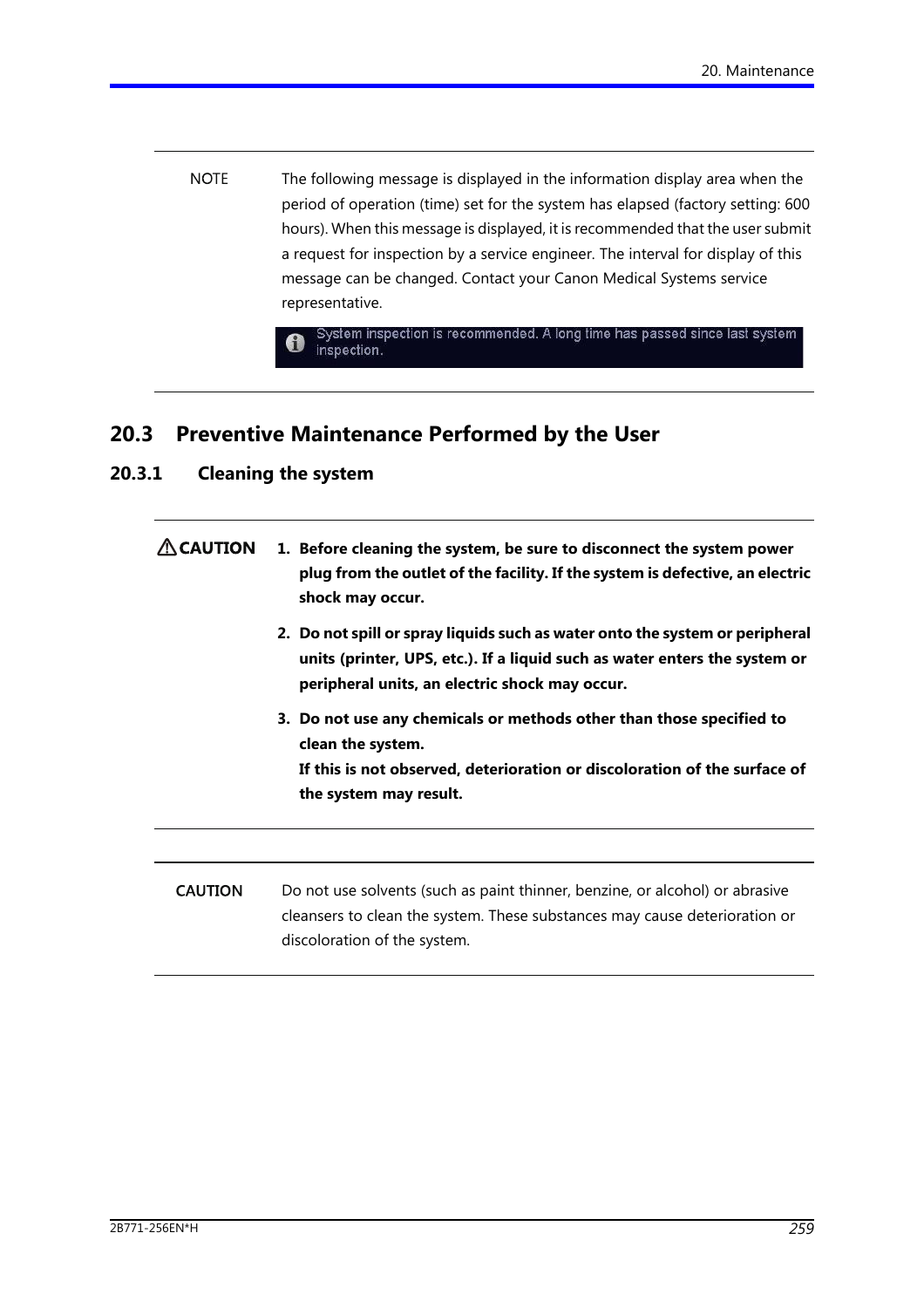NOTE

The following message is displayed in the information display area when the period of operation (time) set for the system has elapsed (factory setting: 600 hours). When this message is displayed, it is recommended that the user submit a request for inspection by a service engineer. The interval for display of this message can be changed. Contact your Canon Medical Systems service representative.

System inspection is recommended. A long time has passed since last system inspection.

## 20.3 Preventive Maintenance Performed by the User

### 20.3.1 Cleaning the system

**⚠CAUTION**

1. **Before cleaning the system, be sure to disconnect the system power plug from the outlet of the facility. If the system is defective, an electric shock may occur.**
2. **Do not spill or spray liquids such as water onto the system or peripheral units (printer, UPS, etc.). If a liquid such as water enters the system or peripheral units, an electric shock may occur.**
3. **Do not use any chemicals or methods other than those specified to clean the system.**
   **If this is not observed, deterioration or discoloration of the surface of the system may result.**

**CAUTION**

Do not use solvents (such as paint thinner, benzine, or alcohol) or abrasive cleansers to clean the system. These substances may cause deterioration or discoloration of the system.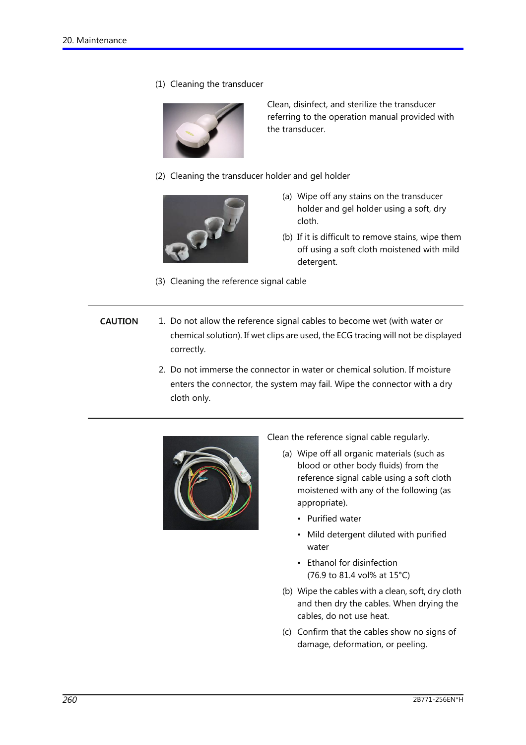(1) Cleaning the transducer

Clean, disinfect, and sterilize the transducer referring to the operation manual provided with the transducer.

(2) Cleaning the transducer holder and gel holder

(a) Wipe off any stains on the transducer holder and gel holder using a soft, dry cloth.

(b) If it is difficult to remove stains, wipe them off using a soft cloth moistened with mild detergent.

(3) Cleaning the reference signal cable

---

**CAUTION**

1. Do not allow the reference signal cables to become wet (with water or chemical solution). If wet clips are used, the ECG tracing will not be displayed correctly.
2. Do not immerse the connector in water or chemical solution. If moisture enters the connector, the system may fail. Wipe the connector with a dry cloth only.

---

Clean the reference signal cable regularly.

(a) Wipe off all organic materials (such as blood or other body fluids) from the reference signal cable using a soft cloth moistened with any of the following (as appropriate).

- Purified water
- Mild detergent diluted with purified water
- Ethanol for disinfection
  (76.9 to 81.4 vol% at 15°C)

(b) Wipe the cables with a clean, soft, dry cloth and then dry the cables. When drying the cables, do not use heat.

(c) Confirm that the cables show no signs of damage, deformation, or peeling.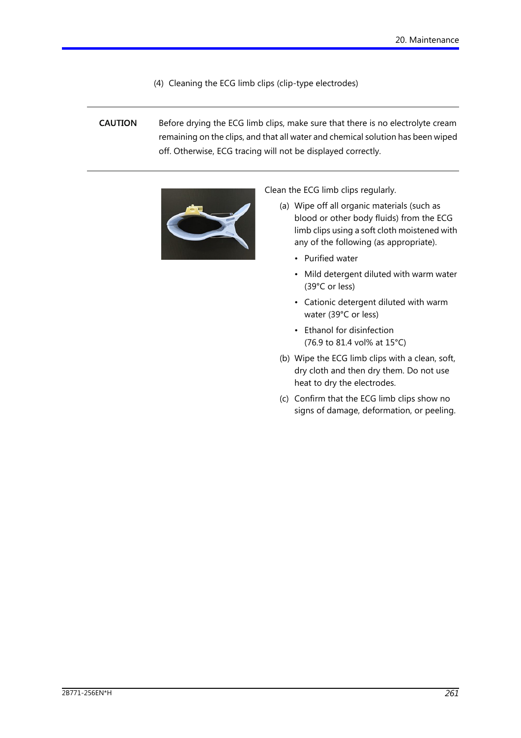(4) Cleaning the ECG limb clips (clip-type electrodes)

---

**CAUTION** Before drying the ECG limb clips, make sure that there is no electrolyte cream remaining on the clips, and that all water and chemical solution has been wiped off. Otherwise, ECG tracing will not be displayed correctly.

---

Clean the ECG limb clips regularly.

(a) Wipe off all organic materials (such as blood or other body fluids) from the ECG limb clips using a soft cloth moistened with any of the following (as appropriate).

- Purified water
- Mild detergent diluted with warm water (39°C or less)
- Cationic detergent diluted with warm water (39°C or less)
- Ethanol for disinfection (76.9 to 81.4 vol% at 15°C)

(b) Wipe the ECG limb clips with a clean, soft, dry cloth and then dry them. Do not use heat to dry the electrodes.

(c) Confirm that the ECG limb clips show no signs of damage, deformation, or peeling.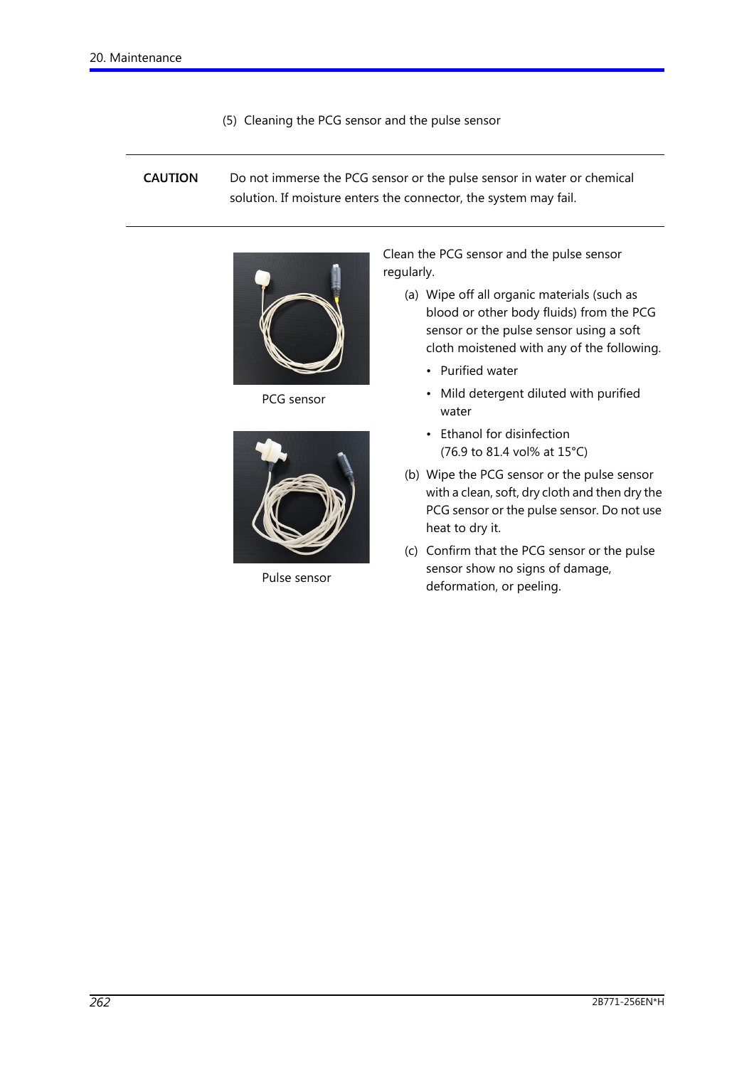(5) Cleaning the PCG sensor and the pulse sensor

**CAUTION** Do not immerse the PCG sensor or the pulse sensor in water or chemical solution. If moisture enters the connector, the system may fail.

PCG sensor

Pulse sensor

Clean the PCG sensor and the pulse sensor regularly.

(a) Wipe off all organic materials (such as blood or other body fluids) from the PCG sensor or the pulse sensor using a soft cloth moistened with any of the following.

- Purified water
- Mild detergent diluted with purified water
- Ethanol for disinfection (76.9 to 81.4 vol% at 15°C)

(b) Wipe the PCG sensor or the pulse sensor with a clean, soft, dry cloth and then dry the PCG sensor or the pulse sensor. Do not use heat to dry it.

(c) Confirm that the PCG sensor or the pulse sensor show no signs of damage, deformation, or peeling.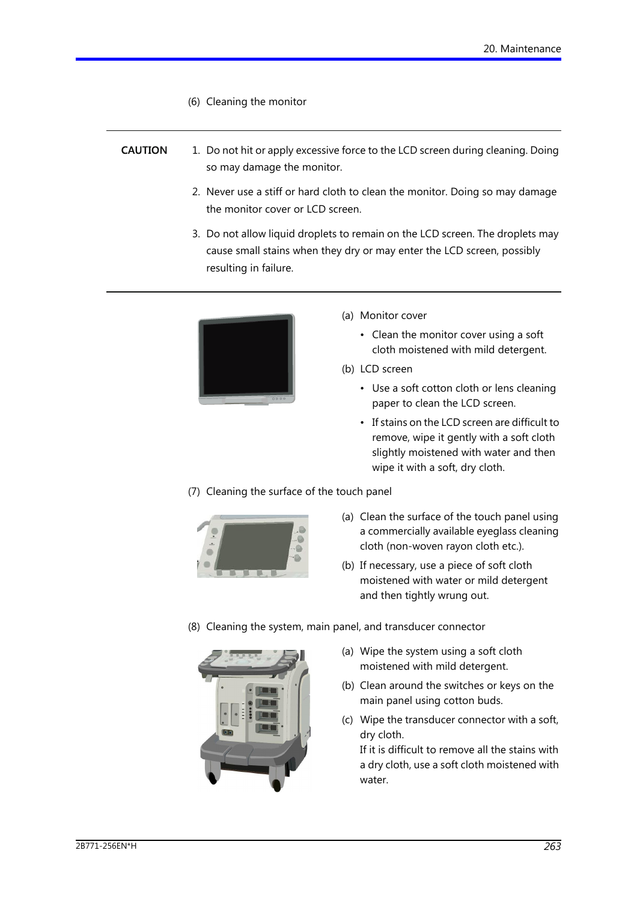(6) Cleaning the monitor

---

**CAUTION**

1. Do not hit or apply excessive force to the LCD screen during cleaning. Doing so may damage the monitor.
2. Never use a stiff or hard cloth to clean the monitor. Doing so may damage the monitor cover or LCD screen.
3. Do not allow liquid droplets to remain on the LCD screen. The droplets may cause small stains when they dry or may enter the LCD screen, possibly resulting in failure.

---

(a) Monitor cover

- Clean the monitor cover using a soft cloth moistened with mild detergent.

(b) LCD screen

- Use a soft cotton cloth or lens cleaning paper to clean the LCD screen.
- If stains on the LCD screen are difficult to remove, wipe it gently with a soft cloth slightly moistened with water and then wipe it with a soft, dry cloth.

(7) Cleaning the surface of the touch panel

(a) Clean the surface of the touch panel using a commercially available eyeglass cleaning cloth (non-woven rayon cloth etc.).

(b) If necessary, use a piece of soft cloth moistened with water or mild detergent and then tightly wrung out.

(8) Cleaning the system, main panel, and transducer connector

(a) Wipe the system using a soft cloth moistened with mild detergent.

(b) Clean around the switches or keys on the main panel using cotton buds.

(c) Wipe the transducer connector with a soft, dry cloth.
If it is difficult to remove all the stains with a dry cloth, use a soft cloth moistened with water.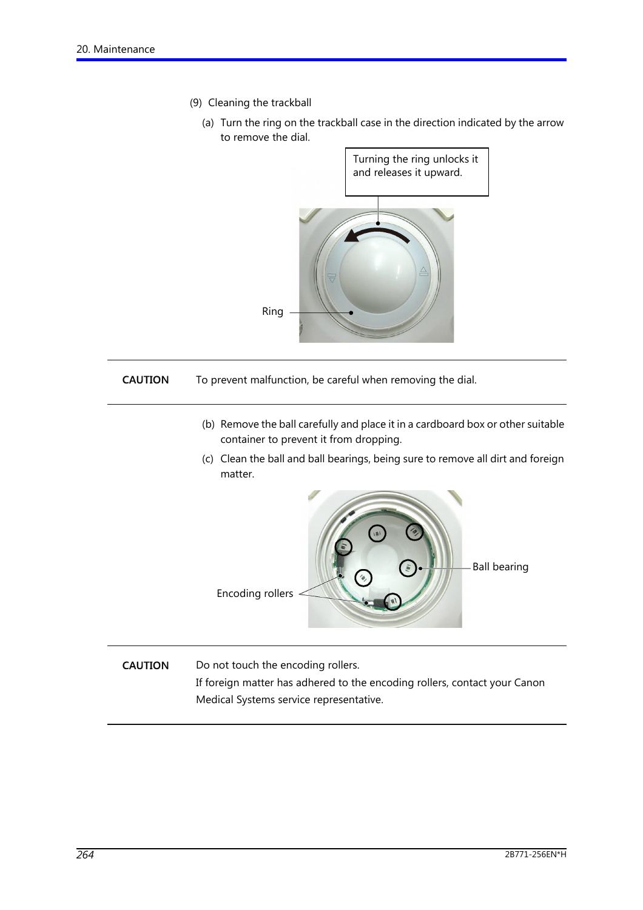(9) Cleaning the trackball

(a) Turn the ring on the trackball case in the direction indicated by the arrow to remove the dial.

Turning the ring unlocks it and releases it upward.

Ring

---

**CAUTION** To prevent malfunction, be careful when removing the dial.

---

(b) Remove the ball carefully and place it in a cardboard box or other suitable container to prevent it from dropping.

(c) Clean the ball and ball bearings, being sure to remove all dirt and foreign matter.

Ball bearing

Encoding rollers

---

**CAUTION** Do not touch the encoding rollers.
If foreign matter has adhered to the encoding rollers, contact your Canon Medical Systems service representative.

---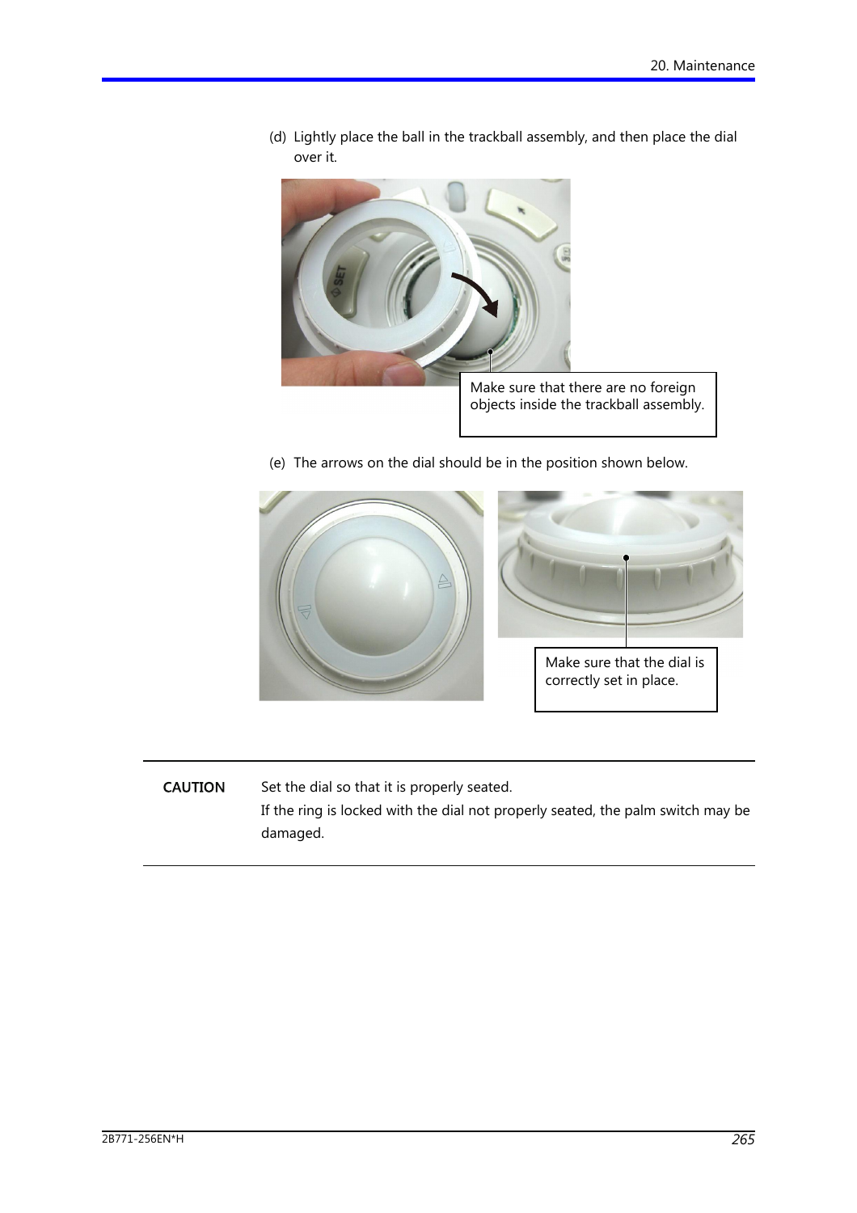(d) Lightly place the ball in the trackball assembly, and then place the dial over it.

Make sure that there are no foreign objects inside the trackball assembly.

(e) The arrows on the dial should be in the position shown below.

Make sure that the dial is correctly set in place.

---

**CAUTION** Set the dial so that it is properly seated.
If the ring is locked with the dial not properly seated, the palm switch may be damaged.

---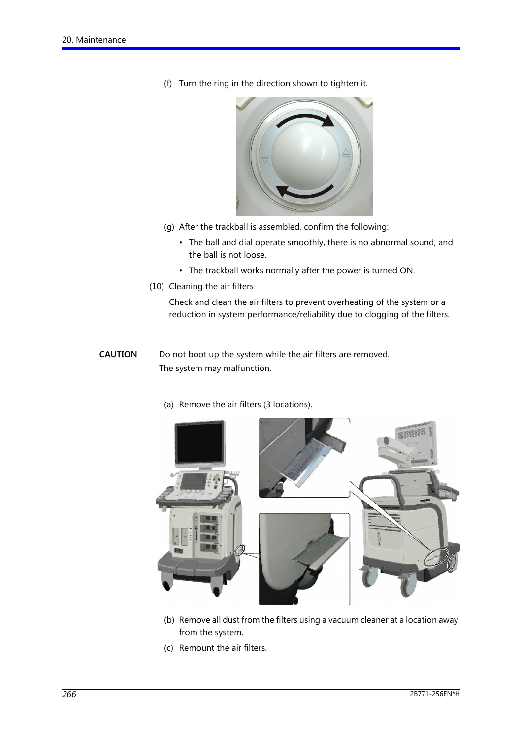(f) Turn the ring in the direction shown to tighten it.

(g) After the trackball is assembled, confirm the following:

- The ball and dial operate smoothly, there is no abnormal sound, and the ball is not loose.
- The trackball works normally after the power is turned ON.

(10) Cleaning the air filters

Check and clean the air filters to prevent overheating of the system or a reduction in system performance/reliability due to clogging of the filters.

---

**CAUTION** Do not boot up the system while the air filters are removed. The system may malfunction.

---

(a) Remove the air filters (3 locations).

(b) Remove all dust from the filters using a vacuum cleaner at a location away from the system.

(c) Remount the air filters.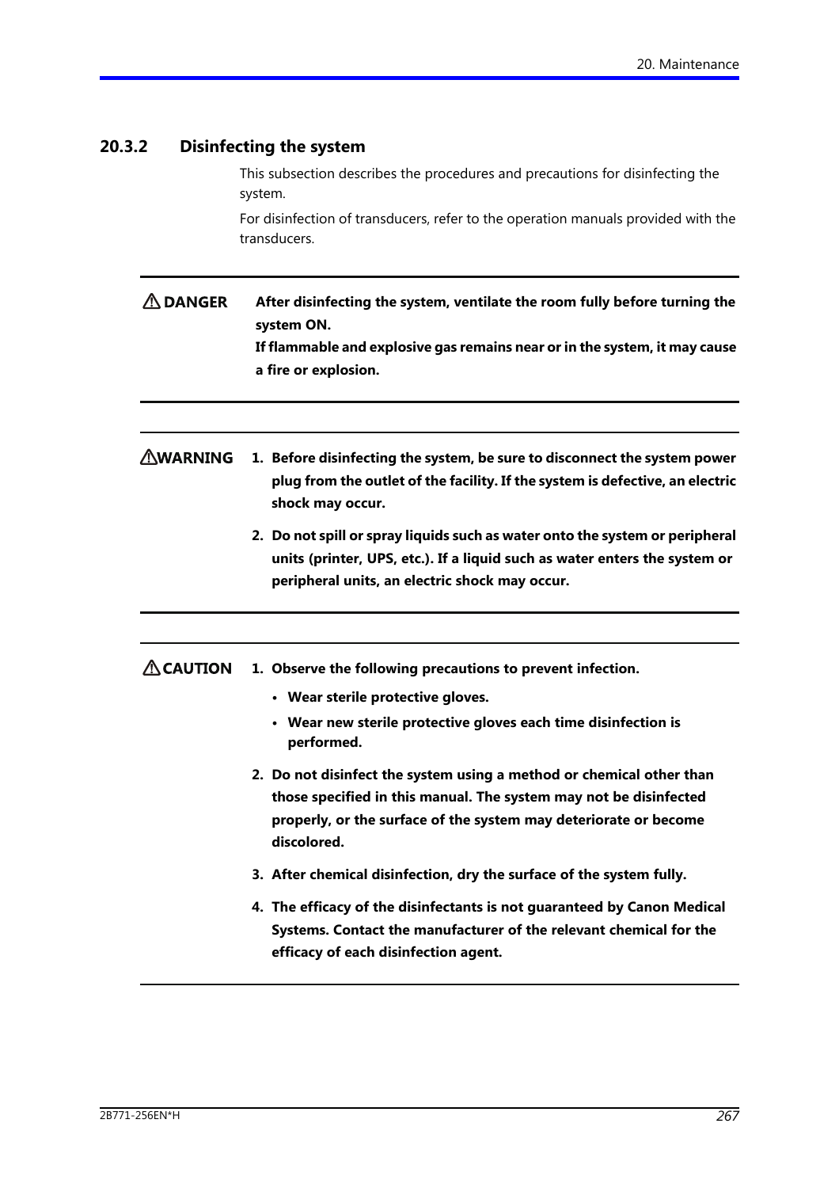### 20.3.2 Disinfecting the system

This subsection describes the procedures and precautions for disinfecting the system.

For disinfection of transducers, refer to the operation manuals provided with the transducers.

---

⚠ **DANGER**

**After disinfecting the system, ventilate the room fully before turning the system ON.**
**If flammable and explosive gas remains near or in the system, it may cause a fire or explosion.**

---

⚠ **WARNING**

1. **Before disinfecting the system, be sure to disconnect the system power plug from the outlet of the facility. If the system is defective, an electric shock may occur.**
2. **Do not spill or spray liquids such as water onto the system or peripheral units (printer, UPS, etc.). If a liquid such as water enters the system or peripheral units, an electric shock may occur.**

---

⚠ **CAUTION**

1. **Observe the following precautions to prevent infection.**
   - **Wear sterile protective gloves.**
   - **Wear new sterile protective gloves each time disinfection is performed.**
2. **Do not disinfect the system using a method or chemical other than those specified in this manual. The system may not be disinfected properly, or the surface of the system may deteriorate or become discolored.**
3. **After chemical disinfection, dry the surface of the system fully.**
4. **The efficacy of the disinfectants is not guaranteed by Canon Medical Systems. Contact the manufacturer of the relevant chemical for the efficacy of each disinfection agent.**

---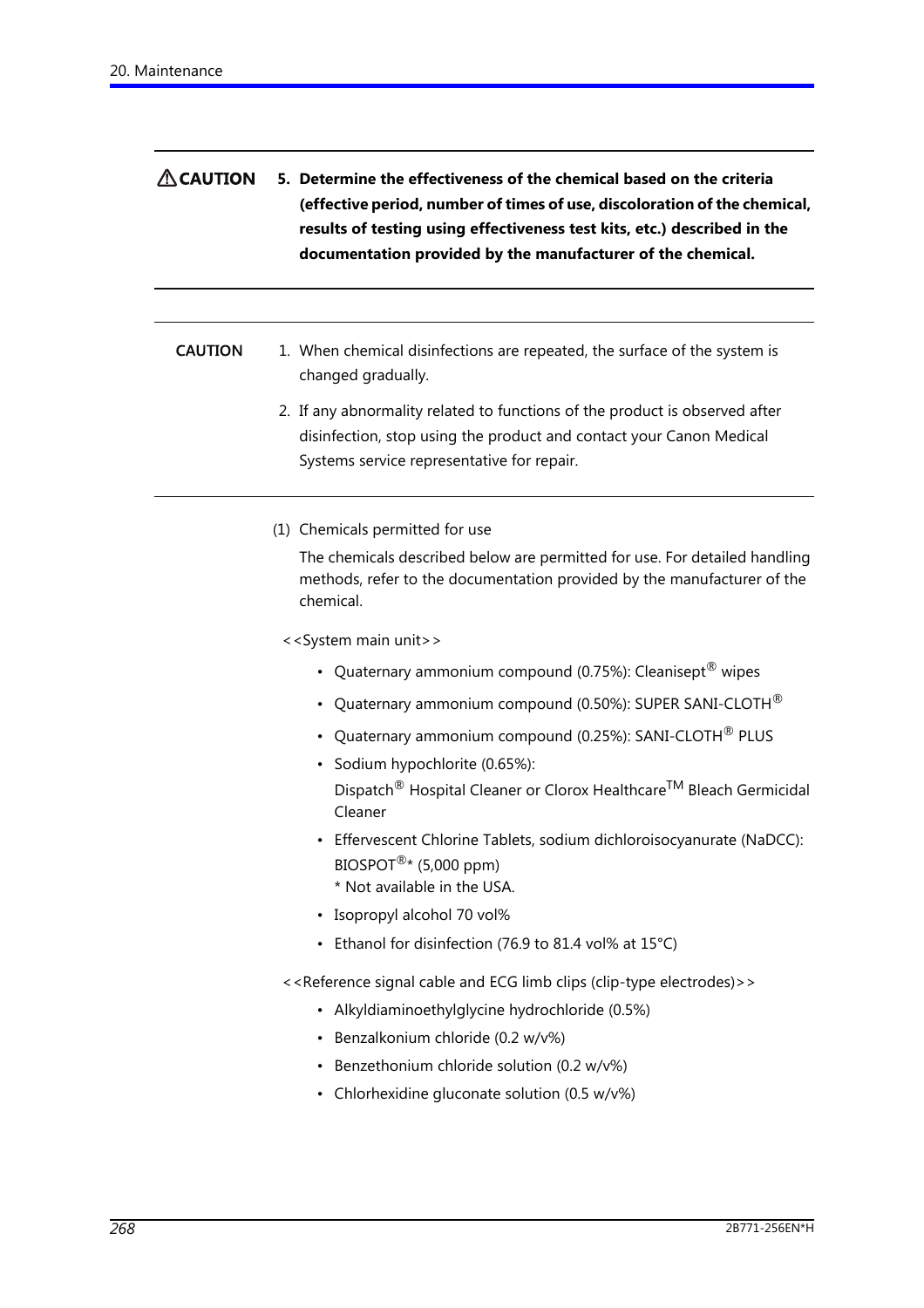**⚠CAUTION**

**5. Determine the effectiveness of the chemical based on the criteria (effective period, number of times of use, discoloration of the chemical, results of testing using effectiveness test kits, etc.) described in the documentation provided by the manufacturer of the chemical.**

---

**CAUTION**

1. When chemical disinfections are repeated, the surface of the system is changed gradually.
2. If any abnormality related to functions of the product is observed after disinfection, stop using the product and contact your Canon Medical Systems service representative for repair.

---

(1) Chemicals permitted for use

The chemicals described below are permitted for use. For detailed handling methods, refer to the documentation provided by the manufacturer of the chemical.

<<System main unit>>

- Quaternary ammonium compound (0.75%): Cleanisept® wipes
- Quaternary ammonium compound (0.50%): SUPER SANI-CLOTH®
- Quaternary ammonium compound (0.25%): SANI-CLOTH® PLUS
- Sodium hypochlorite (0.65%):
  Dispatch® Hospital Cleaner or Clorox Healthcare™ Bleach Germicidal Cleaner
- Effervescent Chlorine Tablets, sodium dichloroisocyanurate (NaDCC): BIOSPOT®* (5,000 ppm)
  * Not available in the USA.
- Isopropyl alcohol 70 vol%
- Ethanol for disinfection (76.9 to 81.4 vol% at 15°C)

<<Reference signal cable and ECG limb clips (clip-type electrodes)>>

- Alkyldiaminoethylglycine hydrochloride (0.5%)
- Benzalkonium chloride (0.2 w/v%)
- Benzethonium chloride solution (0.2 w/v%)
- Chlorhexidine gluconate solution (0.5 w/v%)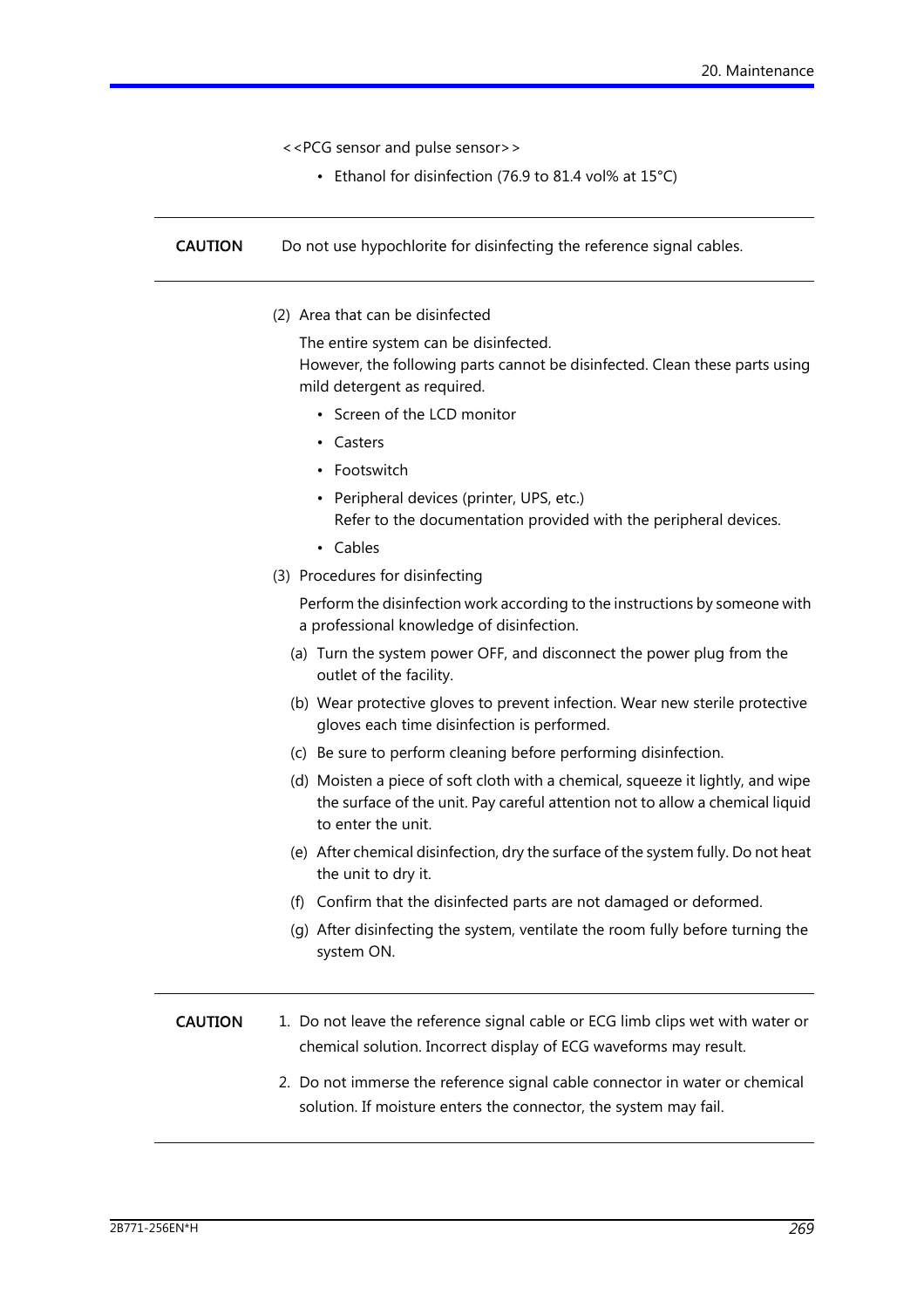<<PCG sensor and pulse sensor>>

- Ethanol for disinfection (76.9 to 81.4 vol% at 15°C)

---

**CAUTION** Do not use hypochlorite for disinfecting the reference signal cables.

---

(2) Area that can be disinfected

The entire system can be disinfected.
However, the following parts cannot be disinfected. Clean these parts using mild detergent as required.

- Screen of the LCD monitor
- Casters
- Footswitch
- Peripheral devices (printer, UPS, etc.)
  Refer to the documentation provided with the peripheral devices.
- Cables

(3) Procedures for disinfecting

Perform the disinfection work according to the instructions by someone with a professional knowledge of disinfection.

(a) Turn the system power OFF, and disconnect the power plug from the outlet of the facility.

(b) Wear protective gloves to prevent infection. Wear new sterile protective gloves each time disinfection is performed.

(c) Be sure to perform cleaning before performing disinfection.

(d) Moisten a piece of soft cloth with a chemical, squeeze it lightly, and wipe the surface of the unit. Pay careful attention not to allow a chemical liquid to enter the unit.

(e) After chemical disinfection, dry the surface of the system fully. Do not heat the unit to dry it.

(f) Confirm that the disinfected parts are not damaged or deformed.

(g) After disinfecting the system, ventilate the room fully before turning the system ON.

---

**CAUTION**

1. Do not leave the reference signal cable or ECG limb clips wet with water or chemical solution. Incorrect display of ECG waveforms may result.
2. Do not immerse the reference signal cable connector in water or chemical solution. If moisture enters the connector, the system may fail.

---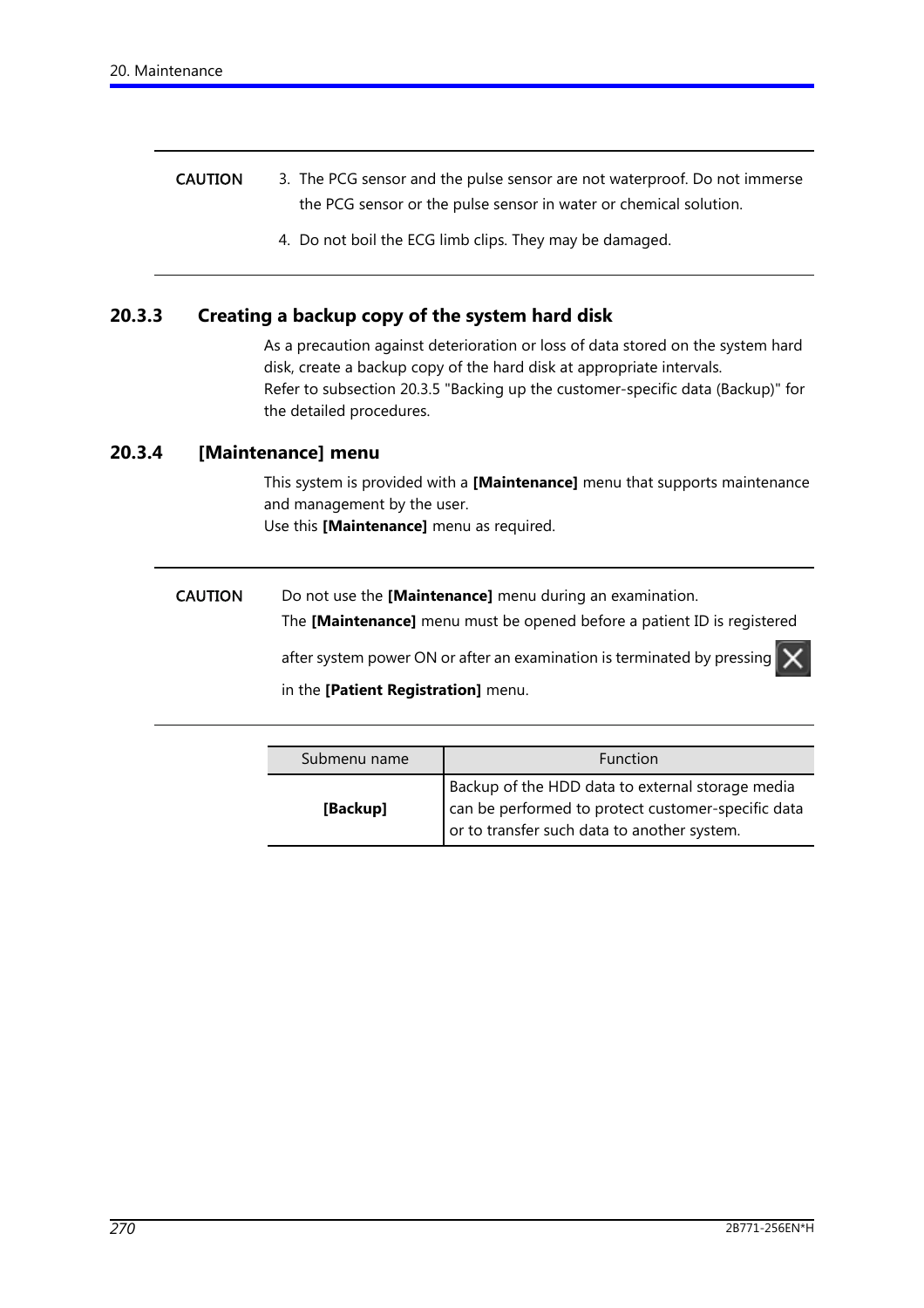CAUTION

3. The PCG sensor and the pulse sensor are not waterproof. Do not immerse the PCG sensor or the pulse sensor in water or chemical solution.
4. Do not boil the ECG limb clips. They may be damaged.

### 20.3.3 Creating a backup copy of the system hard disk

As a precaution against deterioration or loss of data stored on the system hard disk, create a backup copy of the hard disk at appropriate intervals.
Refer to subsection 20.3.5 "Backing up the customer-specific data (Backup)" for the detailed procedures.

### 20.3.4 [Maintenance] menu

This system is provided with a **[Maintenance]** menu that supports maintenance and management by the user.
Use this **[Maintenance]** menu as required.

CAUTION

Do not use the **[Maintenance]** menu during an examination.
The **[Maintenance]** menu must be opened before a patient ID is registered after system power ON or after an examination is terminated by pressing [X] in the **[Patient Registration]** menu.

| Submenu name | Function |
|---|---|
| **[Backup]** | Backup of the HDD data to external storage media can be performed to protect customer-specific data or to transfer such data to another system. |